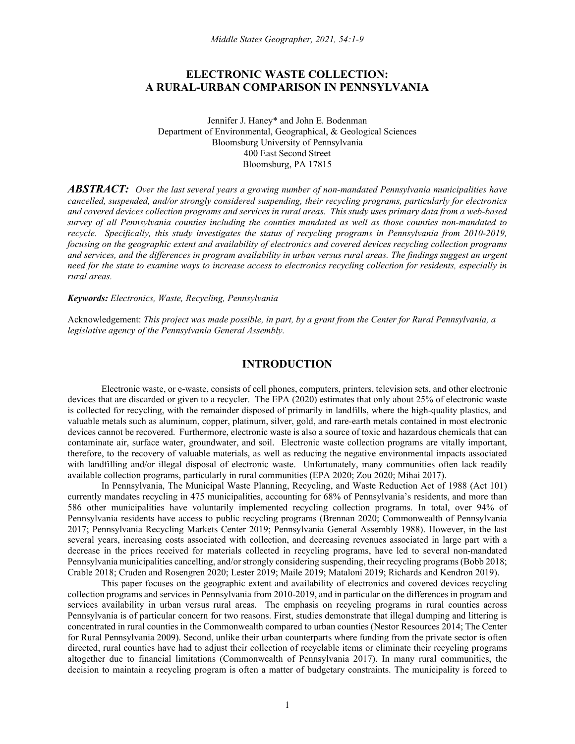# ELECTRONIC WASTE COLLECTION: A RURAL-URBAN COMPARISON IN PENNSYLVANIA

Jennifer J. Haney* and John E. Bodenman
Department of Environmental, Geographical, & Geological Sciences
Bloomsburg University of Pennsylvania
400 East Second Street
Bloomsburg, PA 17815

***ABSTRACT:*** *Over the last several years a growing number of non-mandated Pennsylvania municipalities have cancelled, suspended, and/or strongly considered suspending, their recycling programs, particularly for electronics and covered devices collection programs and services in rural areas. This study uses primary data from a web-based survey of all Pennsylvania counties including the counties mandated as well as those counties non-mandated to recycle. Specifically, this study investigates the status of recycling programs in Pennsylvania from 2010-2019, focusing on the geographic extent and availability of electronics and covered devices recycling collection programs and services, and the differences in program availability in urban versus rural areas. The findings suggest an urgent need for the state to examine ways to increase access to electronics recycling collection for residents, especially in rural areas.*

***Keywords:*** *Electronics, Waste, Recycling, Pennsylvania*

Acknowledgement: *This project was made possible, in part, by a grant from the Center for Rural Pennsylvania, a legislative agency of the Pennsylvania General Assembly.*

## INTRODUCTION

Electronic waste, or e-waste, consists of cell phones, computers, printers, television sets, and other electronic devices that are discarded or given to a recycler. The EPA (2020) estimates that only about 25% of electronic waste is collected for recycling, with the remainder disposed of primarily in landfills, where the high-quality plastics, and valuable metals such as aluminum, copper, platinum, silver, gold, and rare-earth metals contained in most electronic devices cannot be recovered. Furthermore, electronic waste is also a source of toxic and hazardous chemicals that can contaminate air, surface water, groundwater, and soil. Electronic waste collection programs are vitally important, therefore, to the recovery of valuable materials, as well as reducing the negative environmental impacts associated with landfilling and/or illegal disposal of electronic waste. Unfortunately, many communities often lack readily available collection programs, particularly in rural communities (EPA 2020; Zou 2020; Mihai 2017).

In Pennsylvania, The Municipal Waste Planning, Recycling, and Waste Reduction Act of 1988 (Act 101) currently mandates recycling in 475 municipalities, accounting for 68% of Pennsylvania's residents, and more than 586 other municipalities have voluntarily implemented recycling collection programs. In total, over 94% of Pennsylvania residents have access to public recycling programs (Brennan 2020; Commonwealth of Pennsylvania 2017; Pennsylvania Recycling Markets Center 2019; Pennsylvania General Assembly 1988). However, in the last several years, increasing costs associated with collection, and decreasing revenues associated in large part with a decrease in the prices received for materials collected in recycling programs, have led to several non-mandated Pennsylvania municipalities cancelling, and/or strongly considering suspending, their recycling programs (Bobb 2018; Crable 2018; Cruden and Rosengren 2020; Lester 2019; Maile 2019; Mataloni 2019; Richards and Kendron 2019).

This paper focuses on the geographic extent and availability of electronics and covered devices recycling collection programs and services in Pennsylvania from 2010-2019, and in particular on the differences in program and services availability in urban versus rural areas. The emphasis on recycling programs in rural counties across Pennsylvania is of particular concern for two reasons. First, studies demonstrate that illegal dumping and littering is concentrated in rural counties in the Commonwealth compared to urban counties (Nestor Resources 2014; The Center for Rural Pennsylvania 2009). Second, unlike their urban counterparts where funding from the private sector is often directed, rural counties have had to adjust their collection of recyclable items or eliminate their recycling programs altogether due to financial limitations (Commonwealth of Pennsylvania 2017). In many rural communities, the decision to maintain a recycling program is often a matter of budgetary constraints. The municipality is forced to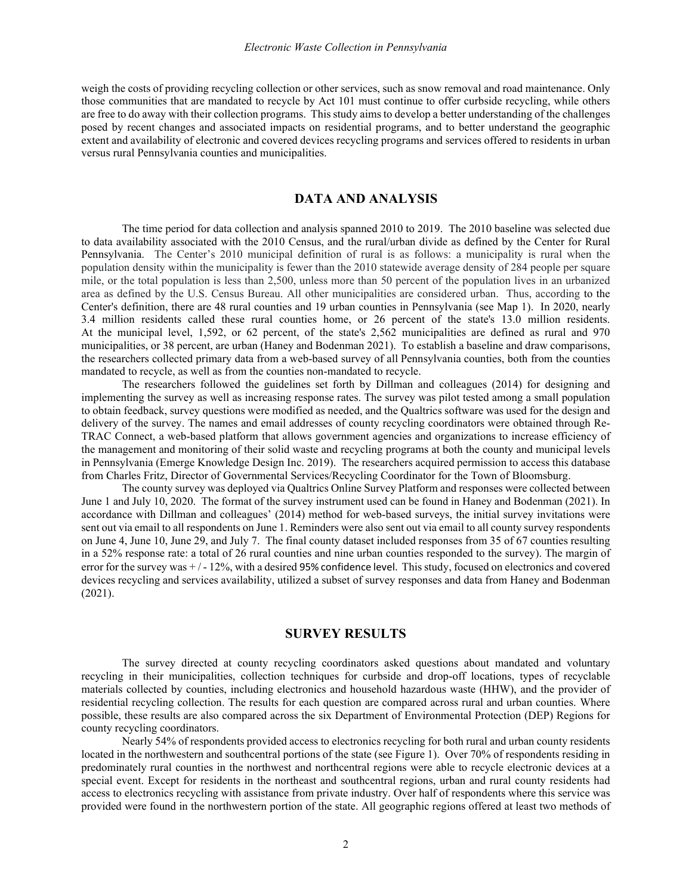weigh the costs of providing recycling collection or other services, such as snow removal and road maintenance. Only those communities that are mandated to recycle by Act 101 must continue to offer curbside recycling, while others are free to do away with their collection programs. This study aims to develop a better understanding of the challenges posed by recent changes and associated impacts on residential programs, and to better understand the geographic extent and availability of electronic and covered devices recycling programs and services offered to residents in urban versus rural Pennsylvania counties and municipalities.

## DATA AND ANALYSIS

The time period for data collection and analysis spanned 2010 to 2019. The 2010 baseline was selected due to data availability associated with the 2010 Census, and the rural/urban divide as defined by the Center for Rural Pennsylvania. The Center's 2010 municipal definition of rural is as follows: a municipality is rural when the population density within the municipality is fewer than the 2010 statewide average density of 284 people per square mile, or the total population is less than 2,500, unless more than 50 percent of the population lives in an urbanized area as defined by the U.S. Census Bureau. All other municipalities are considered urban. Thus, according to the Center's definition, there are 48 rural counties and 19 urban counties in Pennsylvania (see Map 1). In 2020, nearly 3.4 million residents called these rural counties home, or 26 percent of the state's 13.0 million residents. At the municipal level, 1,592, or 62 percent, of the state's 2,562 municipalities are defined as rural and 970 municipalities, or 38 percent, are urban (Haney and Bodenman 2021). To establish a baseline and draw comparisons, the researchers collected primary data from a web-based survey of all Pennsylvania counties, both from the counties mandated to recycle, as well as from the counties non-mandated to recycle.

The researchers followed the guidelines set forth by Dillman and colleagues (2014) for designing and implementing the survey as well as increasing response rates. The survey was pilot tested among a small population to obtain feedback, survey questions were modified as needed, and the Qualtrics software was used for the design and delivery of the survey. The names and email addresses of county recycling coordinators were obtained through Re-TRAC Connect, a web-based platform that allows government agencies and organizations to increase efficiency of the management and monitoring of their solid waste and recycling programs at both the county and municipal levels in Pennsylvania (Emerge Knowledge Design Inc. 2019). The researchers acquired permission to access this database from Charles Fritz, Director of Governmental Services/Recycling Coordinator for the Town of Bloomsburg.

The county survey was deployed via Qualtrics Online Survey Platform and responses were collected between June 1 and July 10, 2020. The format of the survey instrument used can be found in Haney and Bodenman (2021). In accordance with Dillman and colleagues' (2014) method for web-based surveys, the initial survey invitations were sent out via email to all respondents on June 1. Reminders were also sent out via email to all county survey respondents on June 4, June 10, June 29, and July 7. The final county dataset included responses from 35 of 67 counties resulting in a 52% response rate: a total of 26 rural counties and nine urban counties responded to the survey). The margin of error for the survey was + / - 12%, with a desired 95% confidence level. This study, focused on electronics and covered devices recycling and services availability, utilized a subset of survey responses and data from Haney and Bodenman (2021).

## SURVEY RESULTS

The survey directed at county recycling coordinators asked questions about mandated and voluntary recycling in their municipalities, collection techniques for curbside and drop-off locations, types of recyclable materials collected by counties, including electronics and household hazardous waste (HHW), and the provider of residential recycling collection. The results for each question are compared across rural and urban counties. Where possible, these results are also compared across the six Department of Environmental Protection (DEP) Regions for county recycling coordinators.

Nearly 54% of respondents provided access to electronics recycling for both rural and urban county residents located in the northwestern and southcentral portions of the state (see Figure 1). Over 70% of respondents residing in predominately rural counties in the northwest and northcentral regions were able to recycle electronic devices at a special event. Except for residents in the northeast and southcentral regions, urban and rural county residents had access to electronics recycling with assistance from private industry. Over half of respondents where this service was provided were found in the northwestern portion of the state. All geographic regions offered at least two methods of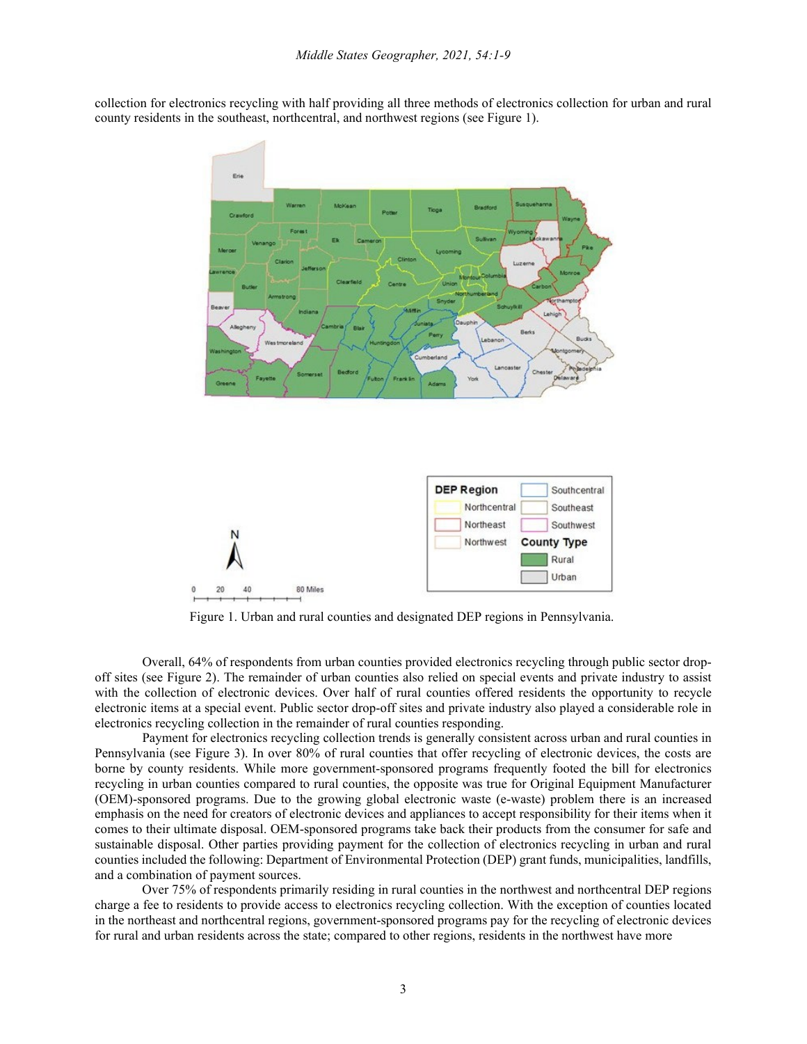collection for electronics recycling with half providing all three methods of electronics collection for urban and rural county residents in the southeast, northcentral, and northwest regions (see Figure 1).

Figure 1. Urban and rural counties and designated DEP regions in Pennsylvania.

Overall, 64% of respondents from urban counties provided electronics recycling through public sector drop-off sites (see Figure 2). The remainder of urban counties also relied on special events and private industry to assist with the collection of electronic devices. Over half of rural counties offered residents the opportunity to recycle electronic items at a special event. Public sector drop-off sites and private industry also played a considerable role in electronics recycling collection in the remainder of rural counties responding.

Payment for electronics recycling collection trends is generally consistent across urban and rural counties in Pennsylvania (see Figure 3). In over 80% of rural counties that offer recycling of electronic devices, the costs are borne by county residents. While more government-sponsored programs frequently footed the bill for electronics recycling in urban counties compared to rural counties, the opposite was true for Original Equipment Manufacturer (OEM)-sponsored programs. Due to the growing global electronic waste (e-waste) problem there is an increased emphasis on the need for creators of electronic devices and appliances to accept responsibility for their items when it comes to their ultimate disposal. OEM-sponsored programs take back their products from the consumer for safe and sustainable disposal. Other parties providing payment for the collection of electronics recycling in urban and rural counties included the following: Department of Environmental Protection (DEP) grant funds, municipalities, landfills, and a combination of payment sources.

Over 75% of respondents primarily residing in rural counties in the northwest and northcentral DEP regions charge a fee to residents to provide access to electronics recycling collection. With the exception of counties located in the northeast and northcentral regions, government-sponsored programs pay for the recycling of electronic devices for rural and urban residents across the state; compared to other regions, residents in the northwest have more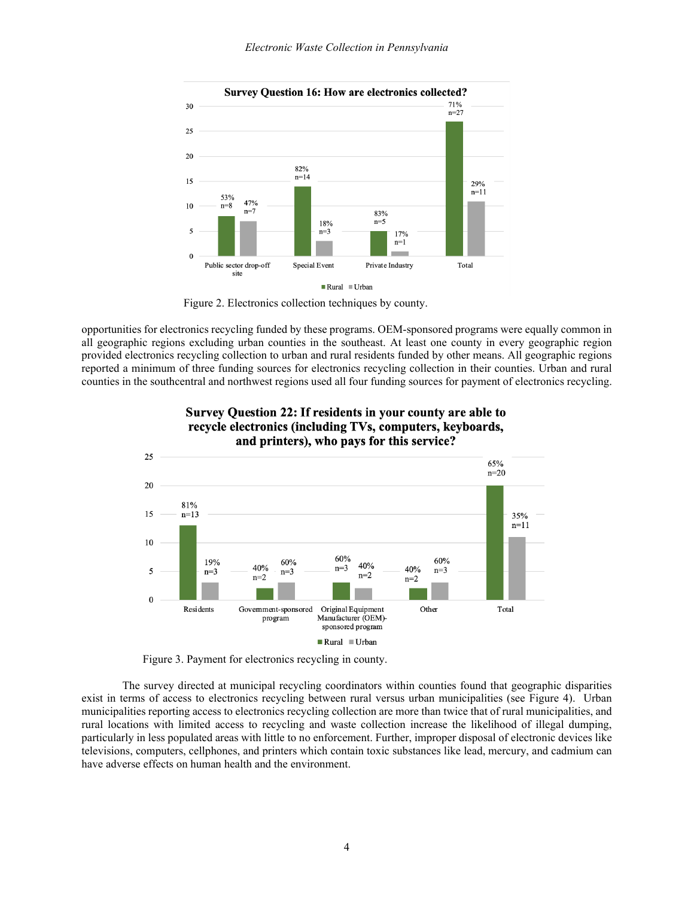Figure 2. Electronics collection techniques by county.

opportunities for electronics recycling funded by these programs. OEM-sponsored programs were equally common in all geographic regions excluding urban counties in the southeast. At least one county in every geographic region provided electronics recycling collection to urban and rural residents funded by other means. All geographic regions reported a minimum of three funding sources for electronics recycling collection in their counties. Urban and rural counties in the southcentral and northwest regions used all four funding sources for payment of electronics recycling.

Figure 3. Payment for electronics recycling in county.

The survey directed at municipal recycling coordinators within counties found that geographic disparities exist in terms of access to electronics recycling between rural versus urban municipalities (see Figure 4). Urban municipalities reporting access to electronics recycling collection are more than twice that of rural municipalities, and rural locations with limited access to recycling and waste collection increase the likelihood of illegal dumping, particularly in less populated areas with little to no enforcement. Further, improper disposal of electronic devices like televisions, computers, cellphones, and printers which contain toxic substances like lead, mercury, and cadmium can have adverse effects on human health and the environment.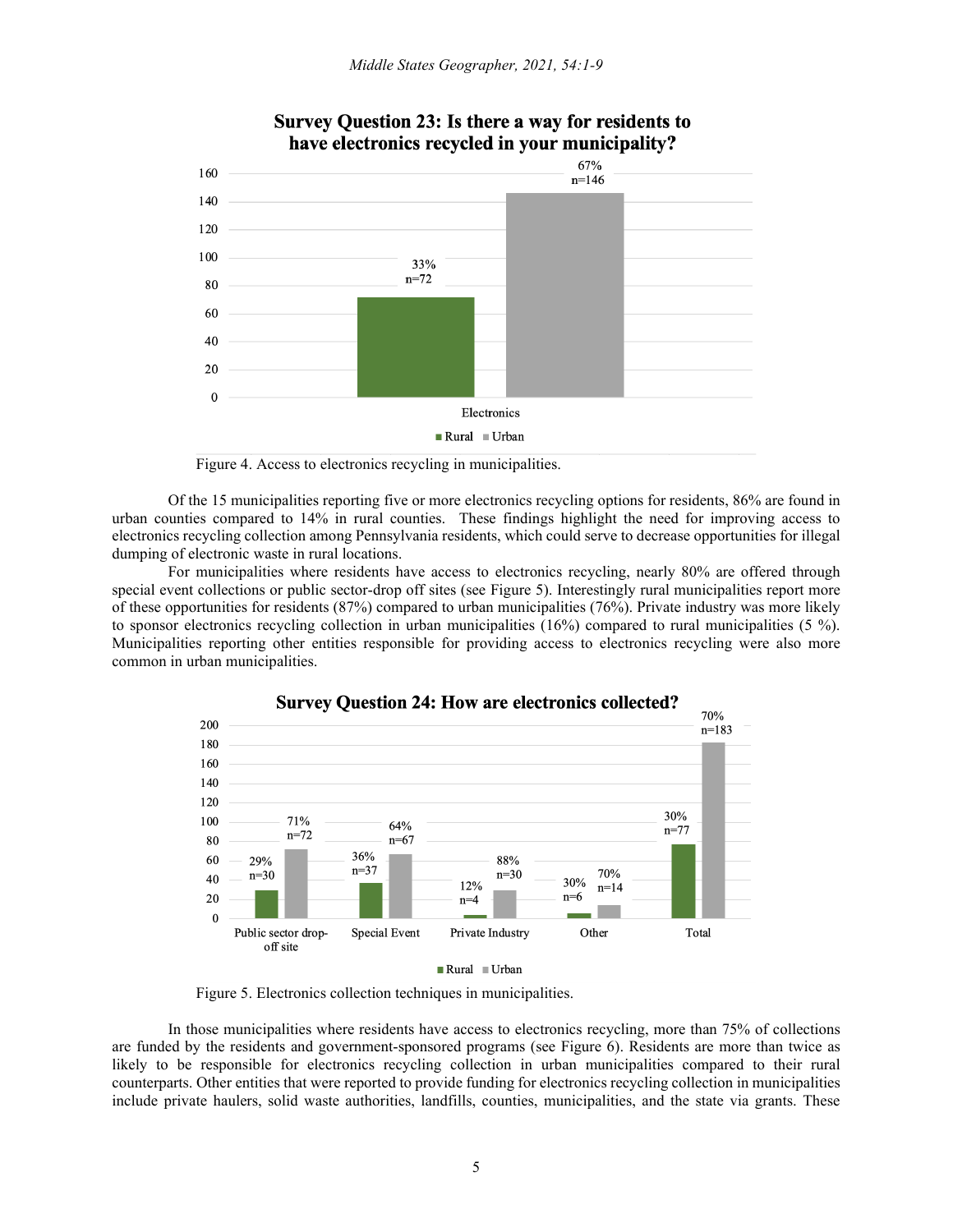Figure 4. Access to electronics recycling in municipalities.

Of the 15 municipalities reporting five or more electronics recycling options for residents, 86% are found in urban counties compared to 14% in rural counties. These findings highlight the need for improving access to electronics recycling collection among Pennsylvania residents, which could serve to decrease opportunities for illegal dumping of electronic waste in rural locations.

For municipalities where residents have access to electronics recycling, nearly 80% are offered through special event collections or public sector-drop off sites (see Figure 5). Interestingly rural municipalities report more of these opportunities for residents (87%) compared to urban municipalities (76%). Private industry was more likely to sponsor electronics recycling collection in urban municipalities (16%) compared to rural municipalities (5 %). Municipalities reporting other entities responsible for providing access to electronics recycling were also more common in urban municipalities.

Figure 5. Electronics collection techniques in municipalities.

In those municipalities where residents have access to electronics recycling, more than 75% of collections are funded by the residents and government-sponsored programs (see Figure 6). Residents are more than twice as likely to be responsible for electronics recycling collection in urban municipalities compared to their rural counterparts. Other entities that were reported to provide funding for electronics recycling collection in municipalities include private haulers, solid waste authorities, landfills, counties, municipalities, and the state via grants. These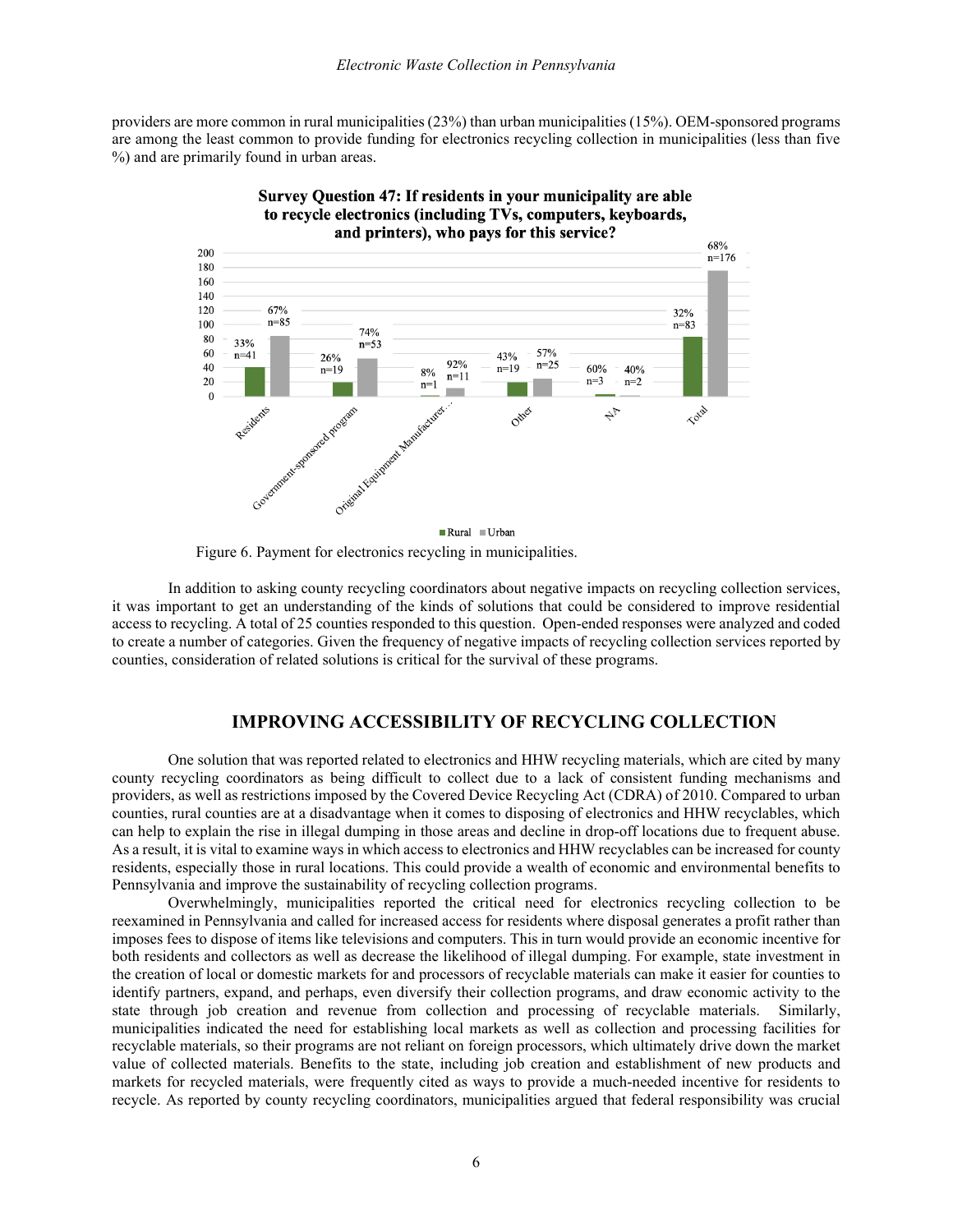providers are more common in rural municipalities (23%) than urban municipalities (15%). OEM-sponsored programs are among the least common to provide funding for electronics recycling collection in municipalities (less than five %) and are primarily found in urban areas.

**Survey Question 47: If residents in your municipality are able to recycle electronics (including TVs, computers, keyboards, and printers), who pays for this service?**

| | Rural | Urban |
|---|---|---|
| Residents | 33% n=41 | 67% n=85 |
| Government-sponsored program | 26% n=19 | 74% n=53 |
| Original Equipment Manufacturer... | 8% n=1 | 92% n=11 |
| Other | 43% n=19 | 57% n=25 |
| NA | 60% n=3 | 40% n=2 |
| Total | 32% n=83 | 68% n=176 |

Figure 6. Payment for electronics recycling in municipalities.

In addition to asking county recycling coordinators about negative impacts on recycling collection services, it was important to get an understanding of the kinds of solutions that could be considered to improve residential access to recycling. A total of 25 counties responded to this question. Open-ended responses were analyzed and coded to create a number of categories. Given the frequency of negative impacts of recycling collection services reported by counties, consideration of related solutions is critical for the survival of these programs.

## IMPROVING ACCESSIBILITY OF RECYCLING COLLECTION

One solution that was reported related to electronics and HHW recycling materials, which are cited by many county recycling coordinators as being difficult to collect due to a lack of consistent funding mechanisms and providers, as well as restrictions imposed by the Covered Device Recycling Act (CDRA) of 2010. Compared to urban counties, rural counties are at a disadvantage when it comes to disposing of electronics and HHW recyclables, which can help to explain the rise in illegal dumping in those areas and decline in drop-off locations due to frequent abuse. As a result, it is vital to examine ways in which access to electronics and HHW recyclables can be increased for county residents, especially those in rural locations. This could provide a wealth of economic and environmental benefits to Pennsylvania and improve the sustainability of recycling collection programs.

Overwhelmingly, municipalities reported the critical need for electronics recycling collection to be reexamined in Pennsylvania and called for increased access for residents where disposal generates a profit rather than imposes fees to dispose of items like televisions and computers. This in turn would provide an economic incentive for both residents and collectors as well as decrease the likelihood of illegal dumping. For example, state investment in the creation of local or domestic markets for and processors of recyclable materials can make it easier for counties to identify partners, expand, and perhaps, even diversify their collection programs, and draw economic activity to the state through job creation and revenue from collection and processing of recyclable materials. Similarly, municipalities indicated the need for establishing local markets as well as collection and processing facilities for recyclable materials, so their programs are not reliant on foreign processors, which ultimately drive down the market value of collected materials. Benefits to the state, including job creation and establishment of new products and markets for recycled materials, were frequently cited as ways to provide a much-needed incentive for residents to recycle. As reported by county recycling coordinators, municipalities argued that federal responsibility was crucial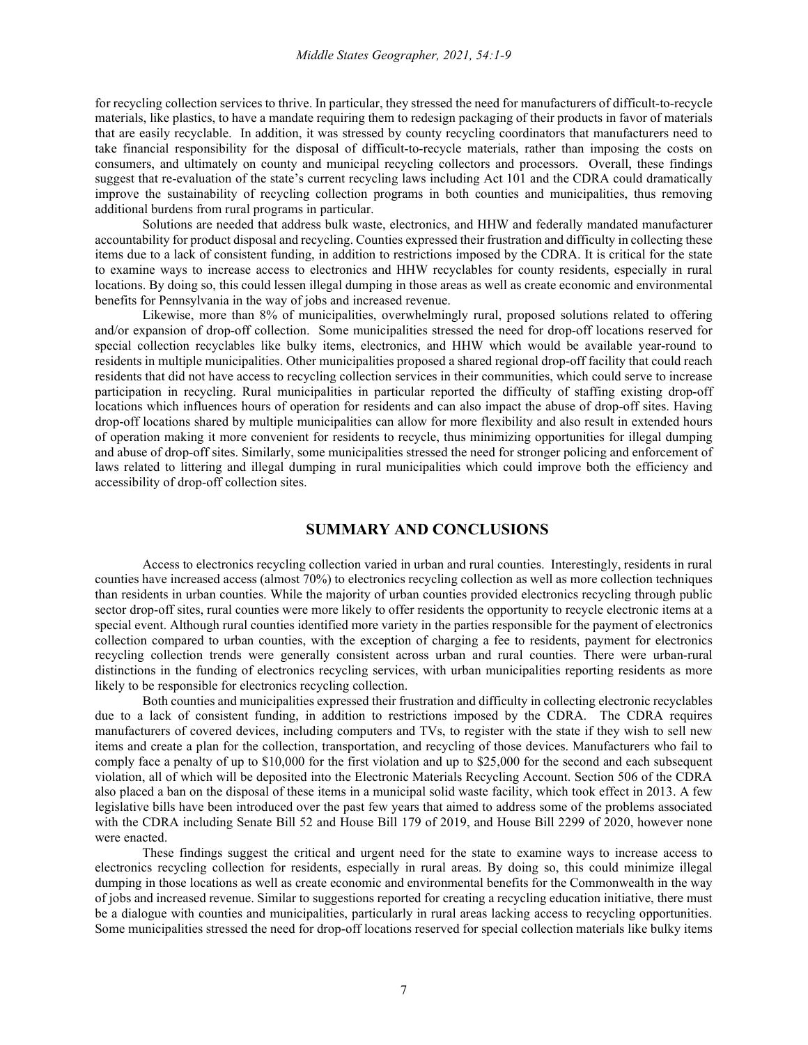for recycling collection services to thrive. In particular, they stressed the need for manufacturers of difficult-to-recycle materials, like plastics, to have a mandate requiring them to redesign packaging of their products in favor of materials that are easily recyclable. In addition, it was stressed by county recycling coordinators that manufacturers need to take financial responsibility for the disposal of difficult-to-recycle materials, rather than imposing the costs on consumers, and ultimately on county and municipal recycling collectors and processors. Overall, these findings suggest that re-evaluation of the state's current recycling laws including Act 101 and the CDRA could dramatically improve the sustainability of recycling collection programs in both counties and municipalities, thus removing additional burdens from rural programs in particular.

Solutions are needed that address bulk waste, electronics, and HHW and federally mandated manufacturer accountability for product disposal and recycling. Counties expressed their frustration and difficulty in collecting these items due to a lack of consistent funding, in addition to restrictions imposed by the CDRA. It is critical for the state to examine ways to increase access to electronics and HHW recyclables for county residents, especially in rural locations. By doing so, this could lessen illegal dumping in those areas as well as create economic and environmental benefits for Pennsylvania in the way of jobs and increased revenue.

Likewise, more than 8% of municipalities, overwhelmingly rural, proposed solutions related to offering and/or expansion of drop-off collection. Some municipalities stressed the need for drop-off locations reserved for special collection recyclables like bulky items, electronics, and HHW which would be available year-round to residents in multiple municipalities. Other municipalities proposed a shared regional drop-off facility that could reach residents that did not have access to recycling collection services in their communities, which could serve to increase participation in recycling. Rural municipalities in particular reported the difficulty of staffing existing drop-off locations which influences hours of operation for residents and can also impact the abuse of drop-off sites. Having drop-off locations shared by multiple municipalities can allow for more flexibility and also result in extended hours of operation making it more convenient for residents to recycle, thus minimizing opportunities for illegal dumping and abuse of drop-off sites. Similarly, some municipalities stressed the need for stronger policing and enforcement of laws related to littering and illegal dumping in rural municipalities which could improve both the efficiency and accessibility of drop-off collection sites.

## SUMMARY AND CONCLUSIONS

Access to electronics recycling collection varied in urban and rural counties. Interestingly, residents in rural counties have increased access (almost 70%) to electronics recycling collection as well as more collection techniques than residents in urban counties. While the majority of urban counties provided electronics recycling through public sector drop-off sites, rural counties were more likely to offer residents the opportunity to recycle electronic items at a special event. Although rural counties identified more variety in the parties responsible for the payment of electronics collection compared to urban counties, with the exception of charging a fee to residents, payment for electronics recycling collection trends were generally consistent across urban and rural counties. There were urban-rural distinctions in the funding of electronics recycling services, with urban municipalities reporting residents as more likely to be responsible for electronics recycling collection.

Both counties and municipalities expressed their frustration and difficulty in collecting electronic recyclables due to a lack of consistent funding, in addition to restrictions imposed by the CDRA. The CDRA requires manufacturers of covered devices, including computers and TVs, to register with the state if they wish to sell new items and create a plan for the collection, transportation, and recycling of those devices. Manufacturers who fail to comply face a penalty of up to $10,000 for the first violation and up to $25,000 for the second and each subsequent violation, all of which will be deposited into the Electronic Materials Recycling Account. Section 506 of the CDRA also placed a ban on the disposal of these items in a municipal solid waste facility, which took effect in 2013. A few legislative bills have been introduced over the past few years that aimed to address some of the problems associated with the CDRA including Senate Bill 52 and House Bill 179 of 2019, and House Bill 2299 of 2020, however none were enacted.

These findings suggest the critical and urgent need for the state to examine ways to increase access to electronics recycling collection for residents, especially in rural areas. By doing so, this could minimize illegal dumping in those locations as well as create economic and environmental benefits for the Commonwealth in the way of jobs and increased revenue. Similar to suggestions reported for creating a recycling education initiative, there must be a dialogue with counties and municipalities, particularly in rural areas lacking access to recycling opportunities. Some municipalities stressed the need for drop-off locations reserved for special collection materials like bulky items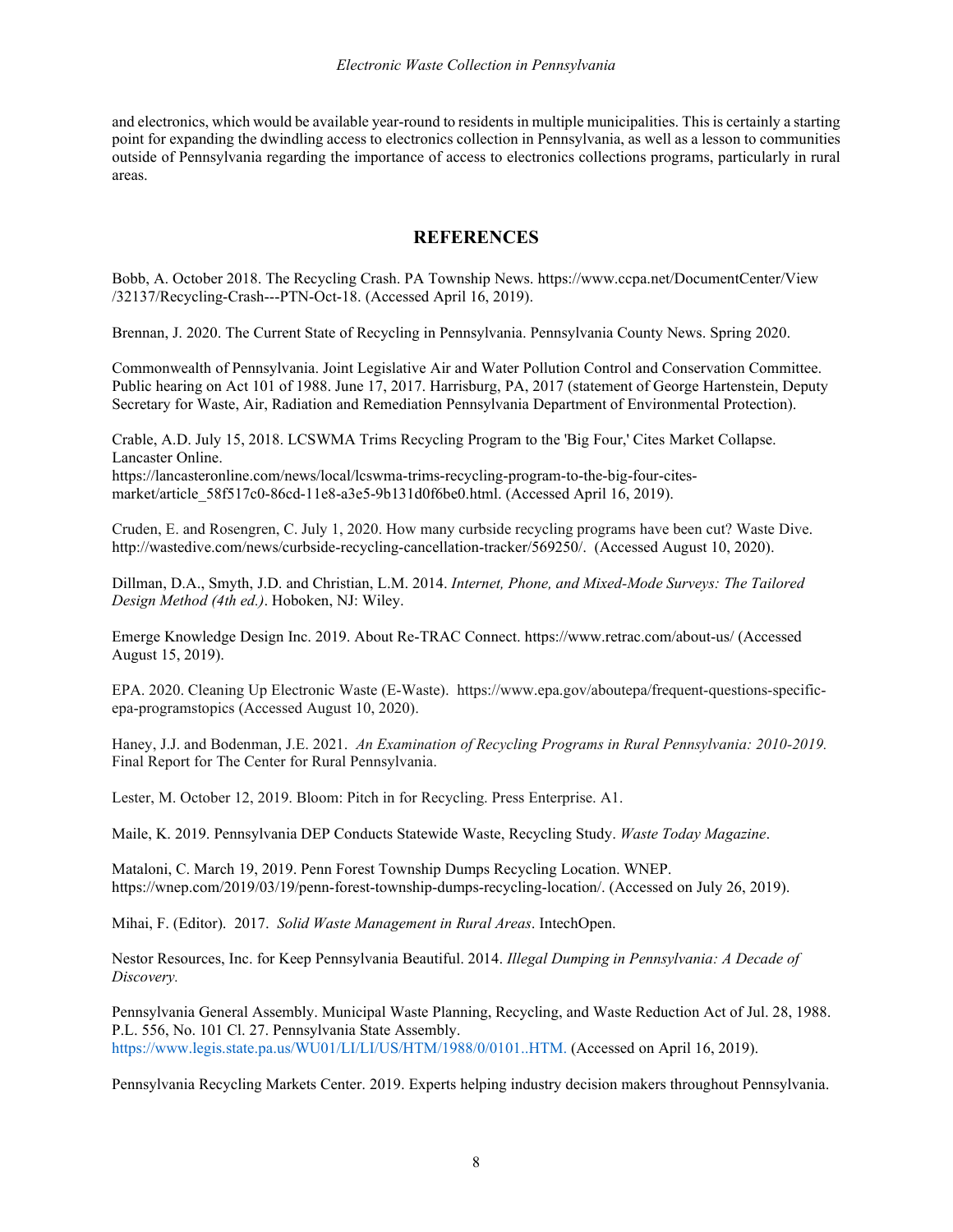and electronics, which would be available year-round to residents in multiple municipalities. This is certainly a starting point for expanding the dwindling access to electronics collection in Pennsylvania, as well as a lesson to communities outside of Pennsylvania regarding the importance of access to electronics collections programs, particularly in rural areas.

## REFERENCES

Bobb, A. October 2018. The Recycling Crash. PA Township News. https://www.ccpa.net/DocumentCenter/View /32137/Recycling-Crash---PTN-Oct-18. (Accessed April 16, 2019).

Brennan, J. 2020. The Current State of Recycling in Pennsylvania. Pennsylvania County News. Spring 2020.

Commonwealth of Pennsylvania. Joint Legislative Air and Water Pollution Control and Conservation Committee. Public hearing on Act 101 of 1988. June 17, 2017. Harrisburg, PA, 2017 (statement of George Hartenstein, Deputy Secretary for Waste, Air, Radiation and Remediation Pennsylvania Department of Environmental Protection).

Crable, A.D. July 15, 2018. LCSWMA Trims Recycling Program to the 'Big Four,' Cites Market Collapse. Lancaster Online. https://lancasteronline.com/news/local/lcswma-trims-recycling-program-to-the-big-four-cites-market/article_58f517c0-86cd-11e8-a3e5-9b131d0f6be0.html. (Accessed April 16, 2019).

Cruden, E. and Rosengren, C. July 1, 2020. How many curbside recycling programs have been cut? Waste Dive. http://wastedive.com/news/curbside-recycling-cancellation-tracker/569250/. (Accessed August 10, 2020).

Dillman, D.A., Smyth, J.D. and Christian, L.M. 2014. *Internet, Phone, and Mixed-Mode Surveys: The Tailored Design Method (4th ed.)*. Hoboken, NJ: Wiley.

Emerge Knowledge Design Inc. 2019. About Re-TRAC Connect. https://www.retrac.com/about-us/ (Accessed August 15, 2019).

EPA. 2020. Cleaning Up Electronic Waste (E-Waste). https://www.epa.gov/aboutepa/frequent-questions-specific-epa-programstopics (Accessed August 10, 2020).

Haney, J.J. and Bodenman, J.E. 2021. *An Examination of Recycling Programs in Rural Pennsylvania: 2010-2019.* Final Report for The Center for Rural Pennsylvania.

Lester, M. October 12, 2019. Bloom: Pitch in for Recycling. Press Enterprise. A1.

Maile, K. 2019. Pennsylvania DEP Conducts Statewide Waste, Recycling Study. *Waste Today Magazine*.

Mataloni, C. March 19, 2019. Penn Forest Township Dumps Recycling Location. WNEP. https://wnep.com/2019/03/19/penn-forest-township-dumps-recycling-location/. (Accessed on July 26, 2019).

Mihai, F. (Editor). 2017. *Solid Waste Management in Rural Areas*. IntechOpen.

Nestor Resources, Inc. for Keep Pennsylvania Beautiful. 2014. *Illegal Dumping in Pennsylvania: A Decade of Discovery.*

Pennsylvania General Assembly. Municipal Waste Planning, Recycling, and Waste Reduction Act of Jul. 28, 1988. P.L. 556, No. 101 Cl. 27. Pennsylvania State Assembly. https://www.legis.state.pa.us/WU01/LI/LI/US/HTM/1988/0/0101..HTM. (Accessed on April 16, 2019).

Pennsylvania Recycling Markets Center. 2019. Experts helping industry decision makers throughout Pennsylvania.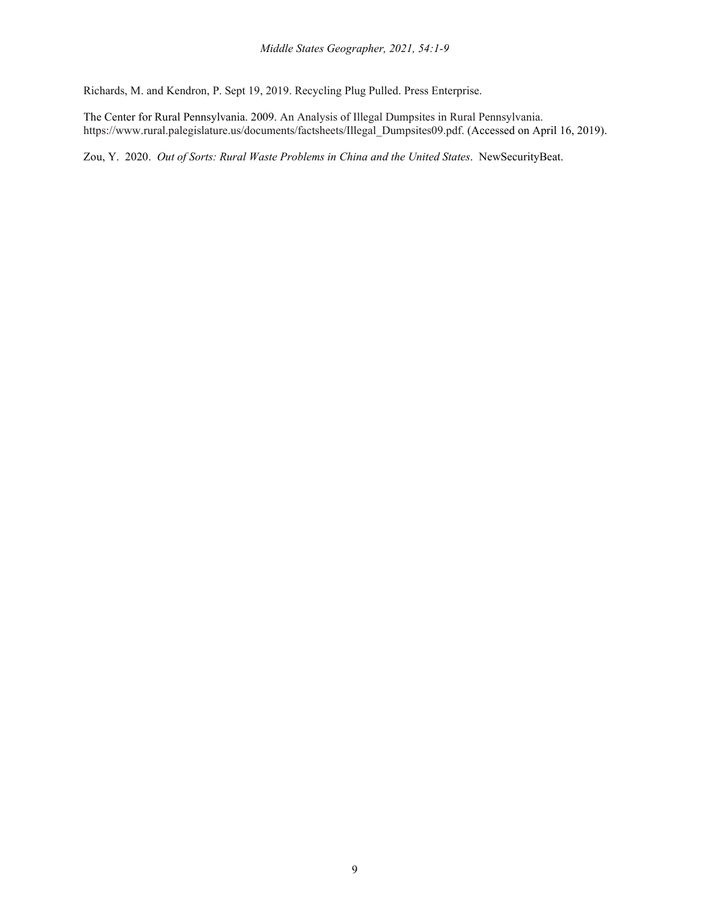Richards, M. and Kendron, P. Sept 19, 2019. Recycling Plug Pulled. Press Enterprise.

The Center for Rural Pennsylvania. 2009. An Analysis of Illegal Dumpsites in Rural Pennsylvania. https://www.rural.palegislature.us/documents/factsheets/Illegal_Dumpsites09.pdf. (Accessed on April 16, 2019).

Zou, Y. 2020. *Out of Sorts: Rural Waste Problems in China and the United States*. NewSecurityBeat.